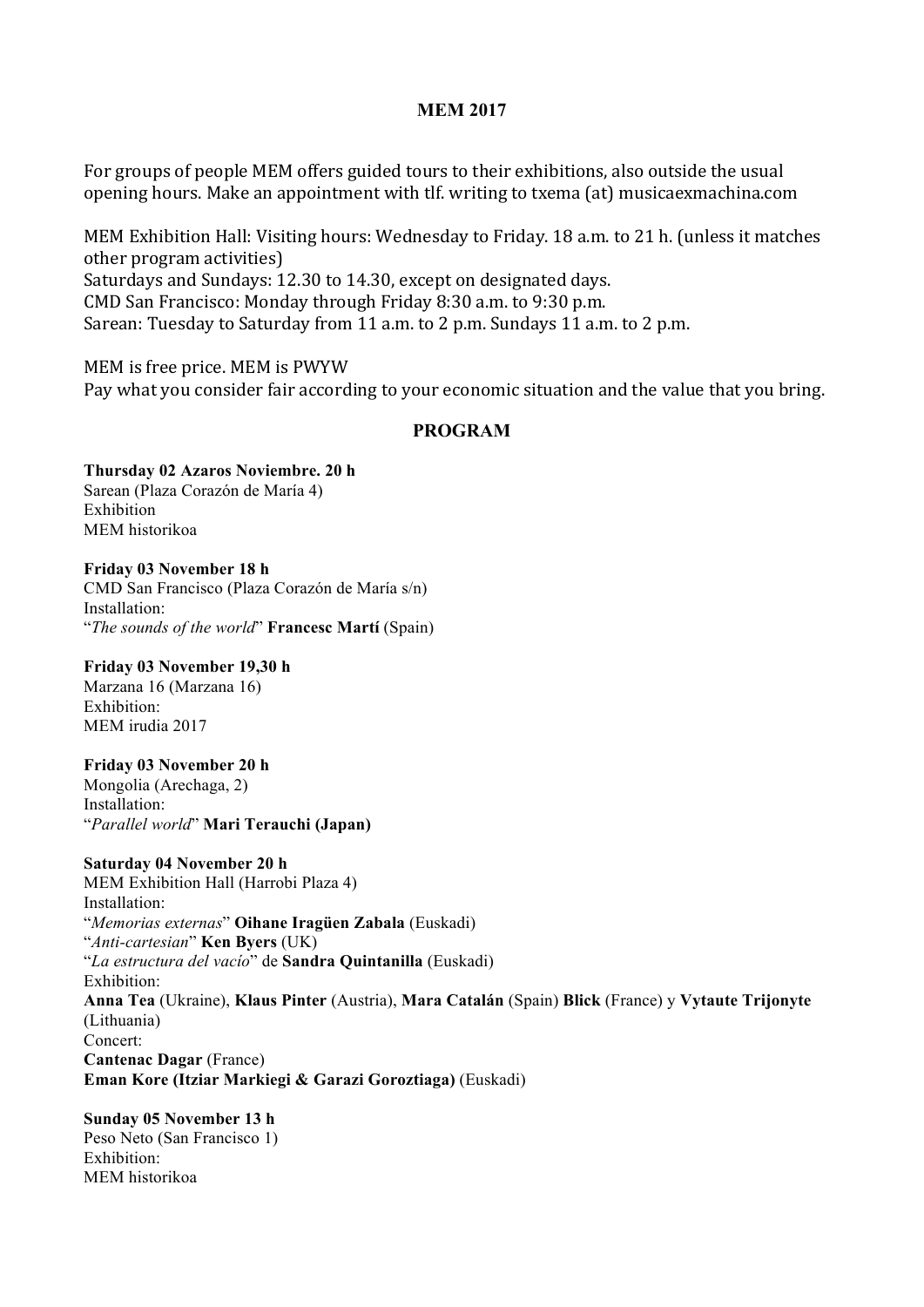# MEM 2017

For groups of people MEM offers guided tours to their exhibitions, also outside the usual opening hours. Make an appointment with tlf. writing to txema (at) musicaexmachina.com

MEM Exhibition Hall: Visiting hours: Wednesday to Friday. 18 a.m. to 21 h. (unless it matches other program activities)
Saturdays and Sundays: 12.30 to 14.30, except on designated days.
CMD San Francisco: Monday through Friday 8:30 a.m. to 9:30 p.m.
Sarean: Tuesday to Saturday from 11 a.m. to 2 p.m. Sundays 11 a.m. to 2 p.m.

MEM is free price. MEM is PWYW
Pay what you consider fair according to your economic situation and the value that you bring.

## PROGRAM

**Thursday 02 Azaros Noviembre. 20 h**
Sarean (Plaza Corazón de María 4)
Exhibition
MEM historikoa

**Friday 03 November 18 h**
CMD San Francisco (Plaza Corazón de María s/n)
Installation:
"*The sounds of the world*" **Francesc Martí** (Spain)

**Friday 03 November 19,30 h**
Marzana 16 (Marzana 16)
Exhibition:
MEM irudia 2017

**Friday 03 November 20 h**
Mongolia (Arechaga, 2)
Installation:
"*Parallel world*" **Mari Terauchi (Japan)**

**Saturday 04 November 20 h**
MEM Exhibition Hall (Harrobi Plaza 4)
Installation:
"*Memorias externas*" **Oihane Iragüen Zabala** (Euskadi)
"*Anti-cartesian*" **Ken Byers** (UK)
"*La estructura del vacío*" de **Sandra Quintanilla** (Euskadi)
Exhibition:
**Anna Tea** (Ukraine), **Klaus Pinter** (Austria), **Mara Catalán** (Spain) **Blick** (France) y **Vytaute Trijonyte** (Lithuania)
Concert:
**Cantenac Dagar** (France)
**Eman Kore (Itziar Markiegi & Garazi Goroztiaga)** (Euskadi)

**Sunday 05 November 13 h**
Peso Neto (San Francisco 1)
Exhibition:
MEM historikoa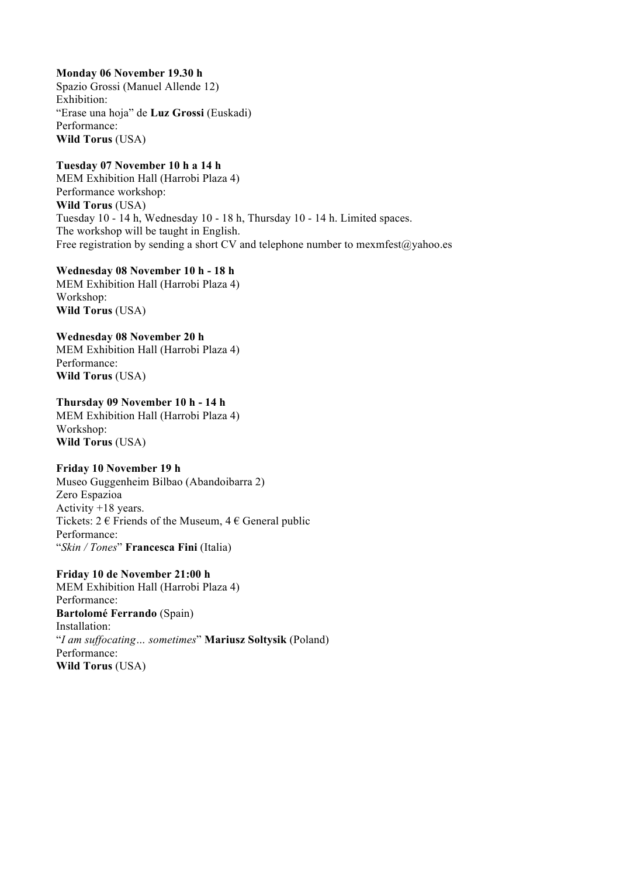**Monday 06 November 19.30 h**
Spazio Grossi (Manuel Allende 12)
Exhibition:
"Erase una hoja" de **Luz Grossi** (Euskadi)
Performance:
**Wild Torus** (USA)

**Tuesday 07 November 10 h a 14 h**
MEM Exhibition Hall (Harrobi Plaza 4)
Performance workshop:
**Wild Torus** (USA)
Tuesday 10 - 14 h, Wednesday 10 - 18 h, Thursday 10 - 14 h. Limited spaces.
The workshop will be taught in English.
Free registration by sending a short CV and telephone number to mexmfest@yahoo.es

**Wednesday 08 November 10 h - 18 h**
MEM Exhibition Hall (Harrobi Plaza 4)
Workshop:
**Wild Torus** (USA)

**Wednesday 08 November 20 h**
MEM Exhibition Hall (Harrobi Plaza 4)
Performance:
**Wild Torus** (USA)

**Thursday 09 November 10 h - 14 h**
MEM Exhibition Hall (Harrobi Plaza 4)
Workshop:
**Wild Torus** (USA)

**Friday 10 November 19 h**
Museo Guggenheim Bilbao (Abandoibarra 2)
Zero Espazioa
Activity +18 years.
Tickets: 2 € Friends of the Museum, 4 € General public
Performance:
"*Skin / Tones*" **Francesca Fini** (Italia)

**Friday 10 de November 21:00 h**
MEM Exhibition Hall (Harrobi Plaza 4)
Performance:
**Bartolomé Ferrando** (Spain)
Installation:
"*I am suffocating… sometimes*" **Mariusz Soltysik** (Poland)
Performance:
**Wild Torus** (USA)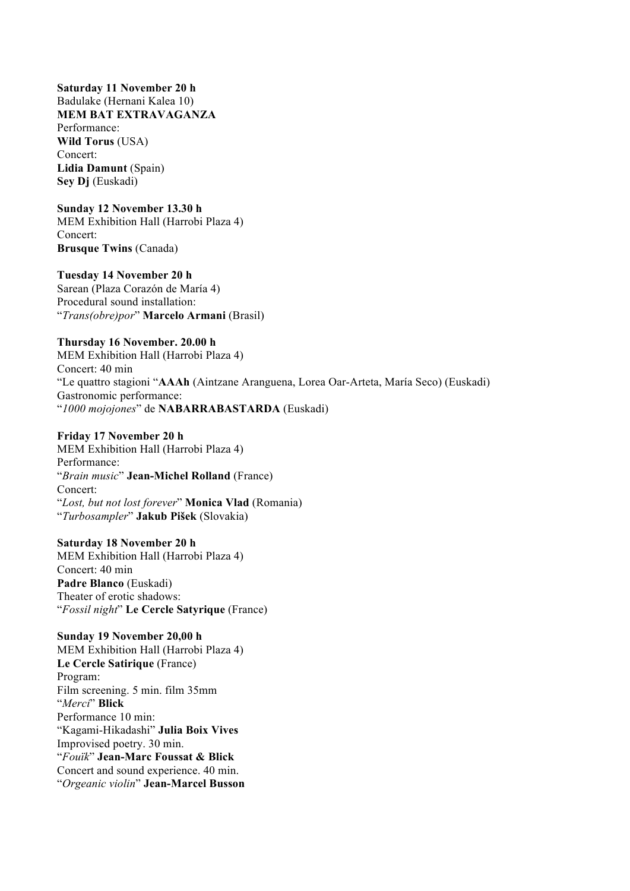**Saturday 11 November 20 h**
Badulake (Hernani Kalea 10)
**MEM BAT EXTRAVAGANZA**
Performance:
**Wild Torus** (USA)
Concert:
**Lidia Damunt** (Spain)
**Sey Dj** (Euskadi)

**Sunday 12 November 13.30 h**
MEM Exhibition Hall (Harrobi Plaza 4)
Concert:
**Brusque Twins** (Canada)

**Tuesday 14 November 20 h**
Sarean (Plaza Corazón de María 4)
Procedural sound installation:
"*Trans(obre)por*" **Marcelo Armani** (Brasil)

**Thursday 16 November. 20.00 h**
MEM Exhibition Hall (Harrobi Plaza 4)
Concert: 40 min
"Le quattro stagioni "**AAAh** (Aintzane Aranguena, Lorea Oar-Arteta, María Seco) (Euskadi)
Gastronomic performance:
"*1000 mojojones*" de **NABARRABASTARDA** (Euskadi)

**Friday 17 November 20 h**
MEM Exhibition Hall (Harrobi Plaza 4)
Performance:
"*Brain music*" **Jean-Michel Rolland** (France)
Concert:
"*Lost, but not lost forever*" **Monica Vlad** (Romania)
"*Turbosampler*" **Jakub Pišek** (Slovakia)

**Saturday 18 November 20 h**
MEM Exhibition Hall (Harrobi Plaza 4)
Concert: 40 min
**Padre Blanco** (Euskadi)
Theater of erotic shadows:
"*Fossil night*" **Le Cercle Satyrique** (France)

**Sunday 19 November 20,00 h**
MEM Exhibition Hall (Harrobi Plaza 4)
**Le Cercle Satirique** (France)
Program:
Film screening. 5 min. film 35mm
"*Merci*" **Blick**
Performance 10 min:
"Kagami-Hikadashi" **Julia Boix Vives**
Improvised poetry. 30 min.
"*Fouïk*" **Jean-Marc Foussat & Blick**
Concert and sound experience. 40 min.
"*Orgeanic violin*" **Jean-Marcel Busson**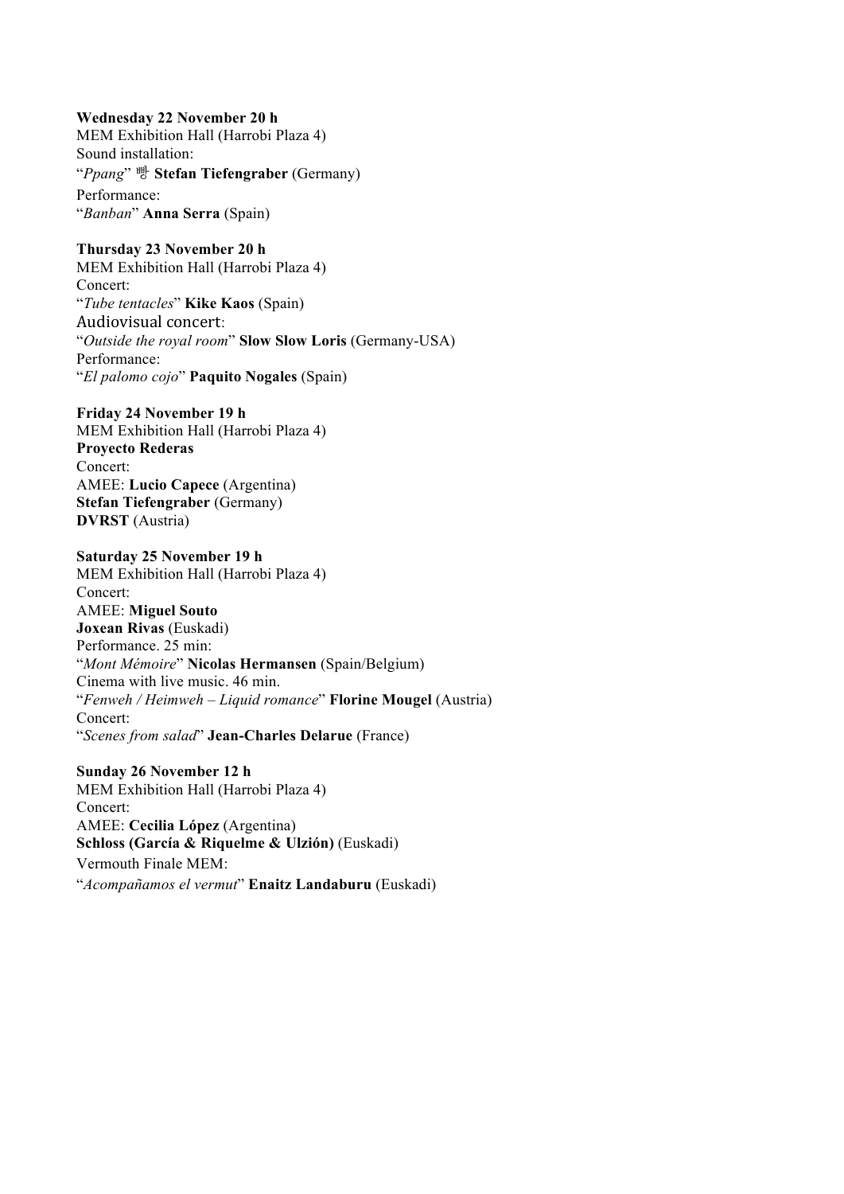**Wednesday 22 November 20 h**
MEM Exhibition Hall (Harrobi Plaza 4)
Sound installation:
"*Ppang*" 빵 **Stefan Tiefengraber** (Germany)
Performance:
"*Banban*" **Anna Serra** (Spain)

**Thursday 23 November 20 h**
MEM Exhibition Hall (Harrobi Plaza 4)
Concert:
"*Tube tentacles*" **Kike Kaos** (Spain)
Audiovisual concert:
"*Outside the royal room*" **Slow Slow Loris** (Germany-USA)
Performance:
"*El palomo cojo*" **Paquito Nogales** (Spain)

**Friday 24 November 19 h**
MEM Exhibition Hall (Harrobi Plaza 4)
**Proyecto Rederas**
Concert:
AMEE: **Lucio Capece** (Argentina)
**Stefan Tiefengraber** (Germany)
**DVRST** (Austria)

**Saturday 25 November 19 h**
MEM Exhibition Hall (Harrobi Plaza 4)
Concert:
AMEE: **Miguel Souto**
**Joxean Rivas** (Euskadi)
Performance. 25 min:
"*Mont Mémoire*" **Nicolas Hermansen** (Spain/Belgium)
Cinema with live music. 46 min.
"*Fenweh / Heimweh – Liquid romance*" **Florine Mougel** (Austria)
Concert:
"*Scenes from salad*" **Jean-Charles Delarue** (France)

**Sunday 26 November 12 h**
MEM Exhibition Hall (Harrobi Plaza 4)
Concert:
AMEE: **Cecilia López** (Argentina)
**Schloss (García & Riquelme & Ulzión)** (Euskadi)
Vermouth Finale MEM:
"*Acompañamos el vermut*" **Enaitz Landaburu** (Euskadi)